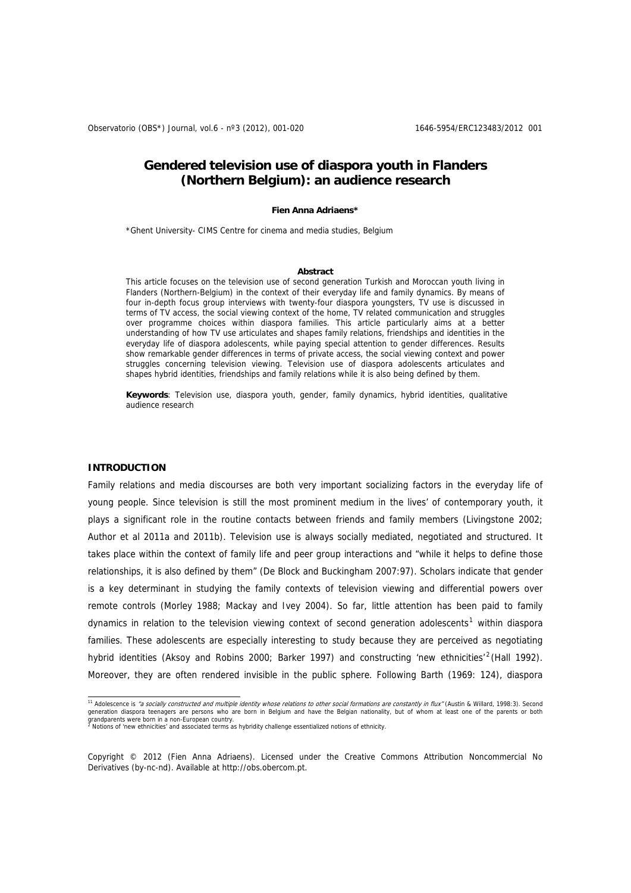# Gendered television use of diaspora youth in Flanders (Northern Belgium): an audience research

**Fien Anna Adriaens***

*Ghent University- CIMS Centre for cinema and media studies, Belgium

### Abstract

This article focuses on the television use of second generation Turkish and Moroccan youth living in Flanders (Northern-Belgium) in the context of their everyday life and family dynamics. By means of four in-depth focus group interviews with twenty-four diaspora youngsters, TV use is discussed in terms of TV access, the social viewing context of the home, TV related communication and struggles over programme choices within diaspora families. This article particularly aims at a better understanding of how TV use articulates and shapes family relations, friendships and identities in the everyday life of diaspora adolescents, while paying special attention to gender differences. Results show remarkable gender differences in terms of private access, the social viewing context and power struggles concerning television viewing. Television use of diaspora adolescents articulates and shapes hybrid identities, friendships and family relations while it is also being defined by them.

**Keywords**: Television use, diaspora youth, gender, family dynamics, hybrid identities, qualitative audience research

## INTRODUCTION

Family relations and media discourses are both very important socializing factors in the everyday life of young people. Since television is still the most prominent medium in the lives' of contemporary youth, it plays a significant role in the routine contacts between friends and family members (Livingstone 2002; Author et al 2011a and 2011b). Television use is always socially mediated, negotiated and structured. It takes place within the context of family life and peer group interactions and "while it helps to define those relationships, it is also defined by them" (De Block and Buckingham 2007:97). Scholars indicate that gender is a key determinant in studying the family contexts of television viewing and differential powers over remote controls (Morley 1988; Mackay and Ivey 2004). So far, little attention has been paid to family dynamics in relation to the television viewing context of second generation adolescents[1] within diaspora families. These adolescents are especially interesting to study because they are perceived as negotiating hybrid identities (Aksoy and Robins 2000; Barker 1997) and constructing 'new ethnicities'[2] (Hall 1992). Moreover, they are often rendered invisible in the public sphere. Following Barth (1969: 124), diaspora

---

[1] Adolescence is *"a socially constructed and multiple identity whose relations to other social formations are constantly in flux"* (Austin & Willard, 1998:3). Second generation diaspora teenagers are persons who are born in Belgium and have the Belgian nationality, but of whom at least one of the parents or both grandparents were born in a non-European country.

[2] Notions of 'new ethnicities' and associated terms as hybridity challenge essentialized notions of ethnicity.

Copyright © 2012 (Fien Anna Adriaens). Licensed under the Creative Commons Attribution Noncommercial No Derivatives (by-nc-nd). Available at http://obs.obercom.pt.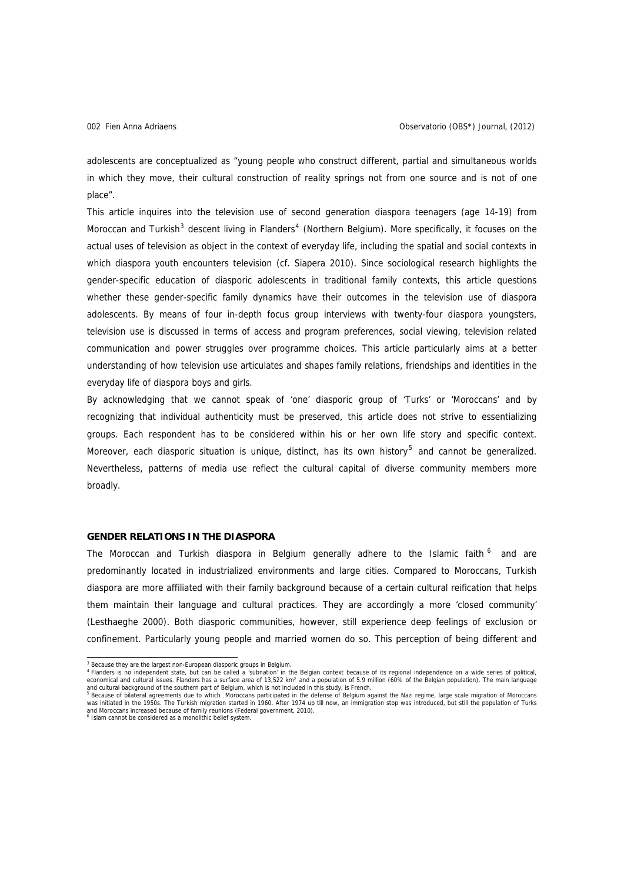adolescents are conceptualized as "young people who construct different, partial and simultaneous worlds in which they move, their cultural construction of reality springs not from one source and is not of one place".

This article inquires into the television use of second generation diaspora teenagers (age 14-19) from Moroccan and Turkish[3] descent living in Flanders[4] (Northern Belgium). More specifically, it focuses on the actual uses of television as object in the context of everyday life, including the spatial and social contexts in which diaspora youth encounters television (cf. Siapera 2010). Since sociological research highlights the gender-specific education of diasporic adolescents in traditional family contexts, this article questions whether these gender-specific family dynamics have their outcomes in the television use of diaspora adolescents. By means of four in-depth focus group interviews with twenty-four diaspora youngsters, television use is discussed in terms of access and program preferences, social viewing, television related communication and power struggles over programme choices. This article particularly aims at a better understanding of how television use articulates and shapes family relations, friendships and identities in the everyday life of diaspora boys and girls.

By acknowledging that we cannot speak of 'one' diasporic group of 'Turks' or 'Moroccans' and by recognizing that individual authenticity must be preserved, this article does not strive to essentializing groups. Each respondent has to be considered within his or her own life story and specific context. Moreover, each diasporic situation is unique, distinct, has its own history[5] and cannot be generalized. Nevertheless, patterns of media use reflect the cultural capital of diverse community members more broadly.

## GENDER RELATIONS IN THE DIASPORA

The Moroccan and Turkish diaspora in Belgium generally adhere to the Islamic faith[6] and are predominantly located in industrialized environments and large cities. Compared to Moroccans, Turkish diaspora are more affiliated with their family background because of a certain cultural reification that helps them maintain their language and cultural practices. They are accordingly a more 'closed community' (Lesthaeghe 2000). Both diasporic communities, however, still experience deep feelings of exclusion or confinement. Particularly young people and married women do so. This perception of being different and

---

[3] Because they are the largest non-European diasporic groups in Belgium.

[4] Flanders is no independent state, but can be called a 'subnation' in the Belgian context because of its regional independence on a wide series of political, economical and cultural issues. Flanders has a surface area of 13,522 km² and a population of 5.9 million (60% of the Belgian population). The main language and cultural background of the southern part of Belgium, which is not included in this study, is French.

[5] Because of bilateral agreements due to which Moroccans participated in the defense of Belgium against the Nazi regime, large scale migration of Moroccans was initiated in the 1950s. The Turkish migration started in 1960. After 1974 up till now, an immigration stop was introduced, but still the population of Turks and Moroccans increased because of family reunions (Federal government, 2010).

[6] Islam cannot be considered as a monolithic belief system.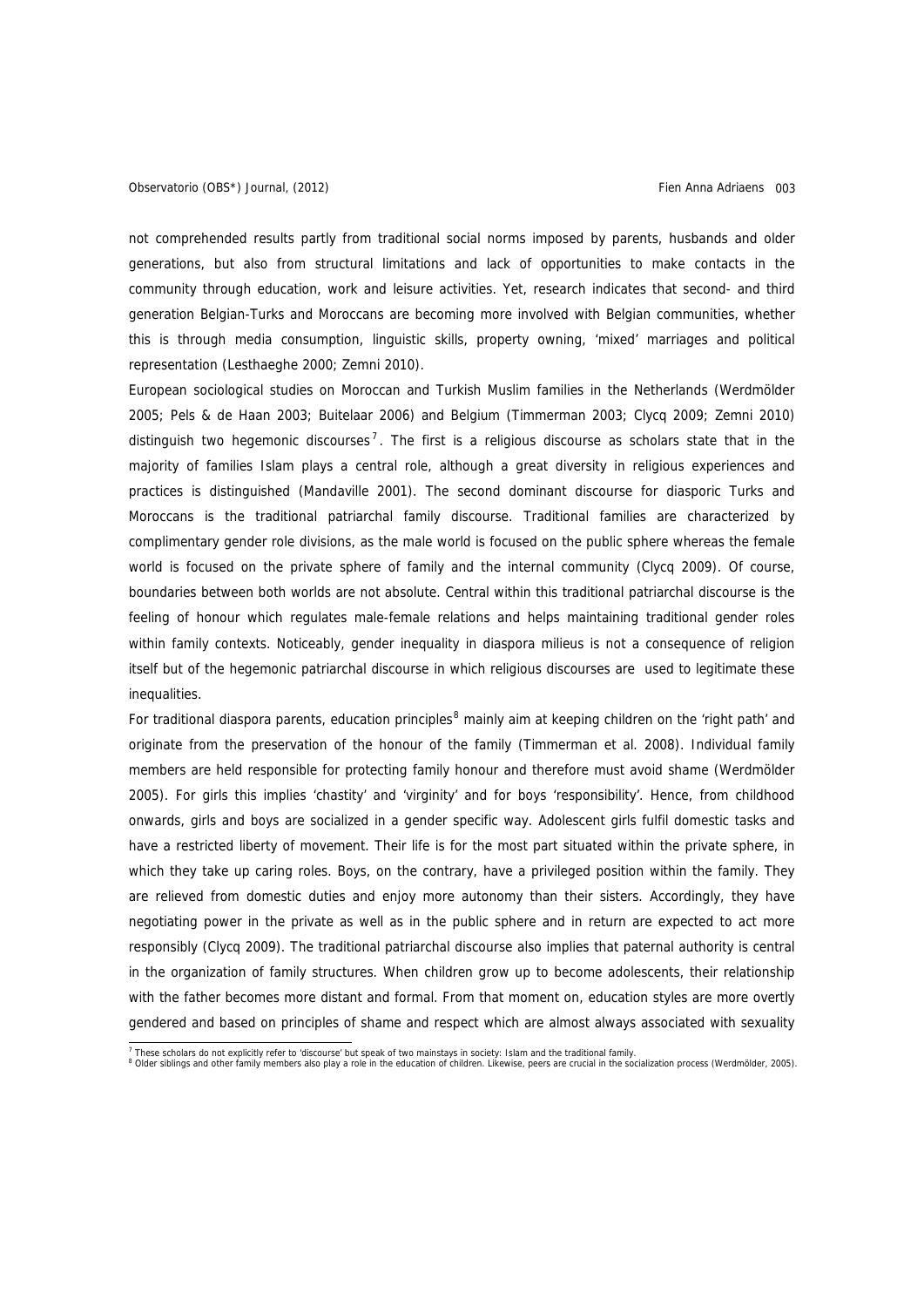not comprehended results partly from traditional social norms imposed by parents, husbands and older generations, but also from structural limitations and lack of opportunities to make contacts in the community through education, work and leisure activities. Yet, research indicates that second- and third generation Belgian-Turks and Moroccans are becoming more involved with Belgian communities, whether this is through media consumption, linguistic skills, property owning, 'mixed' marriages and political representation (Lesthaeghe 2000; Zemni 2010).

European sociological studies on Moroccan and Turkish Muslim families in the Netherlands (Werdmölder 2005; Pels & de Haan 2003; Buitelaar 2006) and Belgium (Timmerman 2003; Clycq 2009; Zemni 2010) distinguish two hegemonic discourses[7]. The first is a religious discourse as scholars state that in the majority of families Islam plays a central role, although a great diversity in religious experiences and practices is distinguished (Mandaville 2001). The second dominant discourse for diasporic Turks and Moroccans is the traditional patriarchal family discourse. Traditional families are characterized by complimentary gender role divisions, as the male world is focused on the public sphere whereas the female world is focused on the private sphere of family and the internal community (Clycq 2009). Of course, boundaries between both worlds are not absolute. Central within this traditional patriarchal discourse is the feeling of honour which regulates male-female relations and helps maintaining traditional gender roles within family contexts. Noticeably, gender inequality in diaspora milieus is not a consequence of religion itself but of the hegemonic patriarchal discourse in which religious discourses are used to legitimate these inequalities.

For traditional diaspora parents, education principles[8] mainly aim at keeping children on the 'right path' and originate from the preservation of the honour of the family (Timmerman et al. 2008). Individual family members are held responsible for protecting family honour and therefore must avoid shame (Werdmölder 2005). For girls this implies 'chastity' and 'virginity' and for boys 'responsibility'. Hence, from childhood onwards, girls and boys are socialized in a gender specific way. Adolescent girls fulfil domestic tasks and have a restricted liberty of movement. Their life is for the most part situated within the private sphere, in which they take up caring roles. Boys, on the contrary, have a privileged position within the family. They are relieved from domestic duties and enjoy more autonomy than their sisters. Accordingly, they have negotiating power in the private as well as in the public sphere and in return are expected to act more responsibly (Clycq 2009). The traditional patriarchal discourse also implies that paternal authority is central in the organization of family structures. When children grow up to become adolescents, their relationship with the father becomes more distant and formal. From that moment on, education styles are more overtly gendered and based on principles of shame and respect which are almost always associated with sexuality

[7] These scholars do not explicitly refer to 'discourse' but speak of two mainstays in society: Islam and the traditional family.

[8] Older siblings and other family members also play a role in the education of children. Likewise, peers are crucial in the socialization process (Werdmölder, 2005).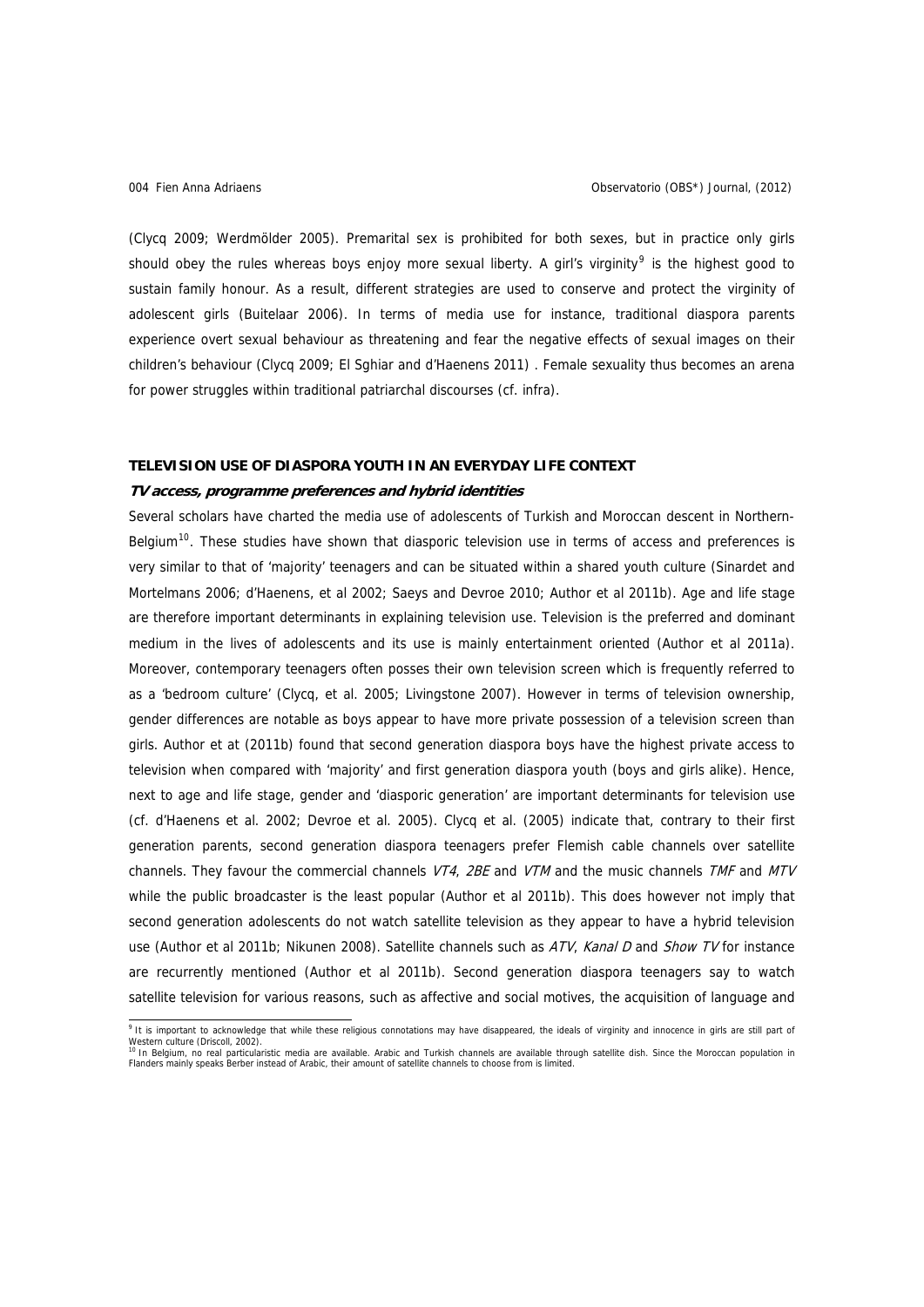(Clycq 2009; Werdmölder 2005). Premarital sex is prohibited for both sexes, but in practice only girls should obey the rules whereas boys enjoy more sexual liberty. A girl's virginity[9] is the highest good to sustain family honour. As a result, different strategies are used to conserve and protect the virginity of adolescent girls (Buitelaar 2006). In terms of media use for instance, traditional diaspora parents experience overt sexual behaviour as threatening and fear the negative effects of sexual images on their children's behaviour (Clycq 2009; El Sghiar and d'Haenens 2011) . Female sexuality thus becomes an arena for power struggles within traditional patriarchal discourses (cf. infra).

## TELEVISION USE OF DIASPORA YOUTH IN AN EVERYDAY LIFE CONTEXT

### *TV access, programme preferences and hybrid identities*

Several scholars have charted the media use of adolescents of Turkish and Moroccan descent in Northern-Belgium[10]. These studies have shown that diasporic television use in terms of access and preferences is very similar to that of 'majority' teenagers and can be situated within a shared youth culture (Sinardet and Mortelmans 2006; d'Haenens, et al 2002; Saeys and Devroe 2010; Author et al 2011b). Age and life stage are therefore important determinants in explaining television use. Television is the preferred and dominant medium in the lives of adolescents and its use is mainly entertainment oriented (Author et al 2011a). Moreover, contemporary teenagers often posses their own television screen which is frequently referred to as a 'bedroom culture' (Clycq, et al. 2005; Livingstone 2007). However in terms of television ownership, gender differences are notable as boys appear to have more private possession of a television screen than girls. Author et at (2011b) found that second generation diaspora boys have the highest private access to television when compared with 'majority' and first generation diaspora youth (boys and girls alike). Hence, next to age and life stage, gender and 'diasporic generation' are important determinants for television use (cf. d'Haenens et al. 2002; Devroe et al. 2005). Clycq et al. (2005) indicate that, contrary to their first generation parents, second generation diaspora teenagers prefer Flemish cable channels over satellite channels. They favour the commercial channels *VT4*, *2BE* and *VTM* and the music channels *TMF* and *MTV* while the public broadcaster is the least popular (Author et al 2011b). This does however not imply that second generation adolescents do not watch satellite television as they appear to have a hybrid television use (Author et al 2011b; Nikunen 2008). Satellite channels such as *ATV*, *Kanal D* and *Show TV* for instance are recurrently mentioned (Author et al 2011b). Second generation diaspora teenagers say to watch satellite television for various reasons, such as affective and social motives, the acquisition of language and

---

[9] It is important to acknowledge that while these religious connotations may have disappeared, the ideals of virginity and innocence in girls are still part of Western culture (Driscoll, 2002).

[10] In Belgium, no real particularistic media are available. Arabic and Turkish channels are available through satellite dish. Since the Moroccan population in Flanders mainly speaks Berber instead of Arabic, their amount of satellite channels to choose from is limited.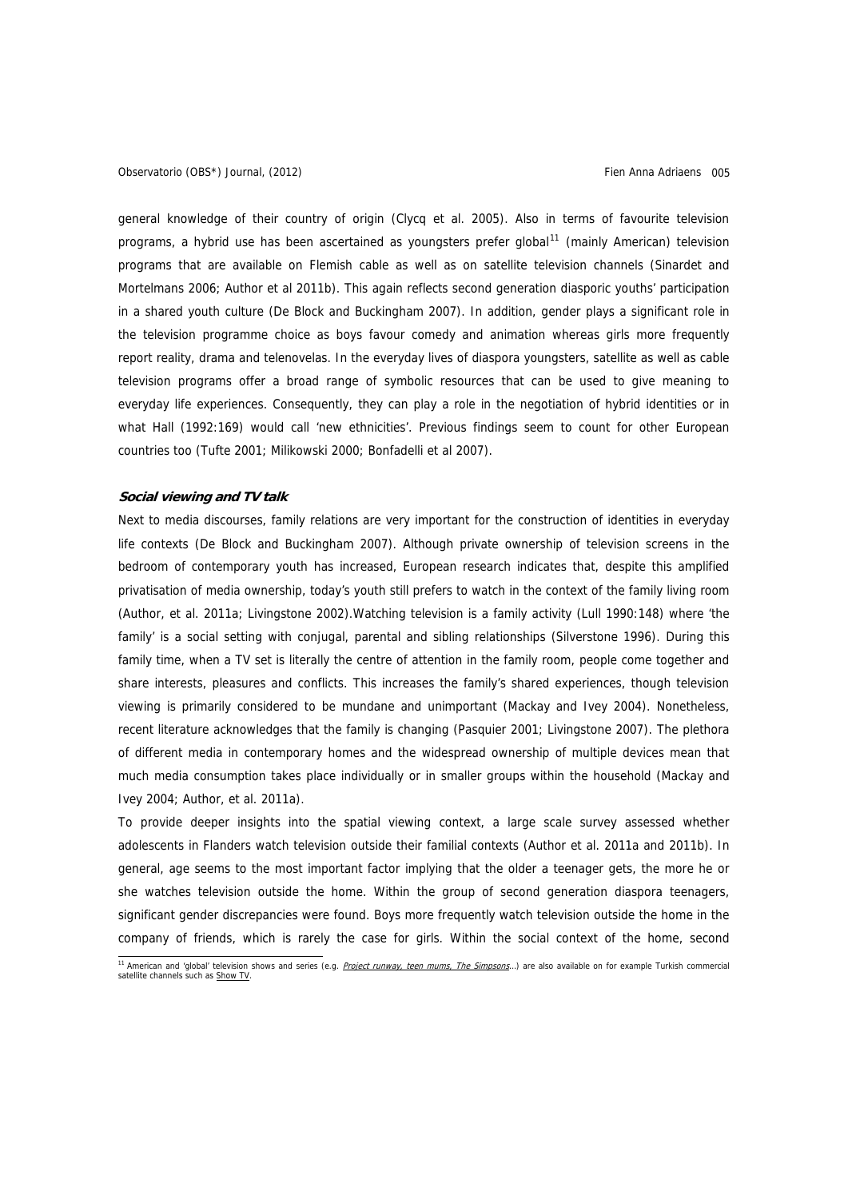general knowledge of their country of origin (Clycq et al. 2005). Also in terms of favourite television programs, a hybrid use has been ascertained as youngsters prefer global[11] (mainly American) television programs that are available on Flemish cable as well as on satellite television channels (Sinardet and Mortelmans 2006; Author et al 2011b). This again reflects second generation diasporic youths' participation in a shared youth culture (De Block and Buckingham 2007). In addition, gender plays a significant role in the television programme choice as boys favour comedy and animation whereas girls more frequently report reality, drama and telenovelas. In the everyday lives of diaspora youngsters, satellite as well as cable television programs offer a broad range of symbolic resources that can be used to give meaning to everyday life experiences. Consequently, they can play a role in the negotiation of hybrid identities or in what Hall (1992:169) would call 'new ethnicities'. Previous findings seem to count for other European countries too (Tufte 2001; Milikowski 2000; Bonfadelli et al 2007).

### *Social viewing and TV talk*

Next to media discourses, family relations are very important for the construction of identities in everyday life contexts (De Block and Buckingham 2007). Although private ownership of television screens in the bedroom of contemporary youth has increased, European research indicates that, despite this amplified privatisation of media ownership, today's youth still prefers to watch in the context of the family living room (Author, et al. 2011a; Livingstone 2002).Watching television is a family activity (Lull 1990:148) where 'the family' is a social setting with conjugal, parental and sibling relationships (Silverstone 1996). During this family time, when a TV set is literally the centre of attention in the family room, people come together and share interests, pleasures and conflicts. This increases the family's shared experiences, though television viewing is primarily considered to be mundane and unimportant (Mackay and Ivey 2004). Nonetheless, recent literature acknowledges that the family is changing (Pasquier 2001; Livingstone 2007). The plethora of different media in contemporary homes and the widespread ownership of multiple devices mean that much media consumption takes place individually or in smaller groups within the household (Mackay and Ivey 2004; Author, et al. 2011a).

To provide deeper insights into the spatial viewing context, a large scale survey assessed whether adolescents in Flanders watch television outside their familial contexts (Author et al. 2011a and 2011b). In general, age seems to the most important factor implying that the older a teenager gets, the more he or she watches television outside the home. Within the group of second generation diaspora teenagers, significant gender discrepancies were found. Boys more frequently watch television outside the home in the company of friends, which is rarely the case for girls. Within the social context of the home, second

[11] American and 'global' television shows and series (e.g. *Project runway, teen mums, The Simpsons*...) are also available on for example Turkish commercial satellite channels such as Show TV.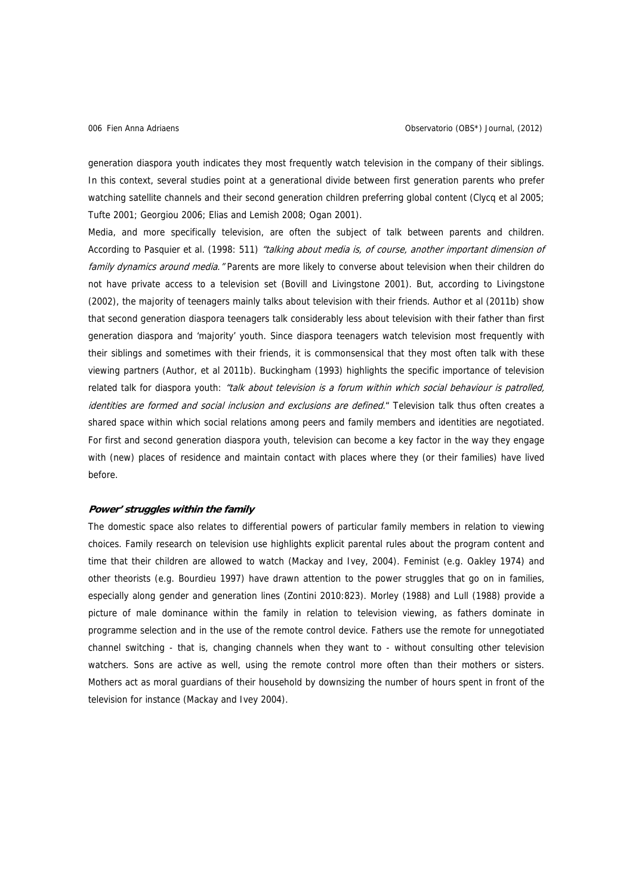generation diaspora youth indicates they most frequently watch television in the company of their siblings. In this context, several studies point at a generational divide between first generation parents who prefer watching satellite channels and their second generation children preferring global content (Clycq et al 2005; Tufte 2001; Georgiou 2006; Elias and Lemish 2008; Ogan 2001).

Media, and more specifically television, are often the subject of talk between parents and children. According to Pasquier et al. (1998: 511) *"talking about media is, of course, another important dimension of family dynamics around media."* Parents are more likely to converse about television when their children do not have private access to a television set (Bovill and Livingstone 2001). But, according to Livingstone (2002), the majority of teenagers mainly talks about television with their friends. Author et al (2011b) show that second generation diaspora teenagers talk considerably less about television with their father than first generation diaspora and 'majority' youth. Since diaspora teenagers watch television most frequently with their siblings and sometimes with their friends, it is commonsensical that they most often talk with these viewing partners (Author, et al 2011b). Buckingham (1993) highlights the specific importance of television related talk for diaspora youth: *"talk about television is a forum within which social behaviour is patrolled, identities are formed and social inclusion and exclusions are defined."* Television talk thus often creates a shared space within which social relations among peers and family members and identities are negotiated. For first and second generation diaspora youth, television can become a key factor in the way they engage with (new) places of residence and maintain contact with places where they (or their families) have lived before.

#### *Power' struggles within the family*

The domestic space also relates to differential powers of particular family members in relation to viewing choices. Family research on television use highlights explicit parental rules about the program content and time that their children are allowed to watch (Mackay and Ivey, 2004). Feminist (e.g. Oakley 1974) and other theorists (e.g. Bourdieu 1997) have drawn attention to the power struggles that go on in families, especially along gender and generation lines (Zontini 2010:823). Morley (1988) and Lull (1988) provide a picture of male dominance within the family in relation to television viewing, as fathers dominate in programme selection and in the use of the remote control device. Fathers use the remote for unnegotiated channel switching - that is, changing channels when they want to - without consulting other television watchers. Sons are active as well, using the remote control more often than their mothers or sisters. Mothers act as moral guardians of their household by downsizing the number of hours spent in front of the television for instance (Mackay and Ivey 2004).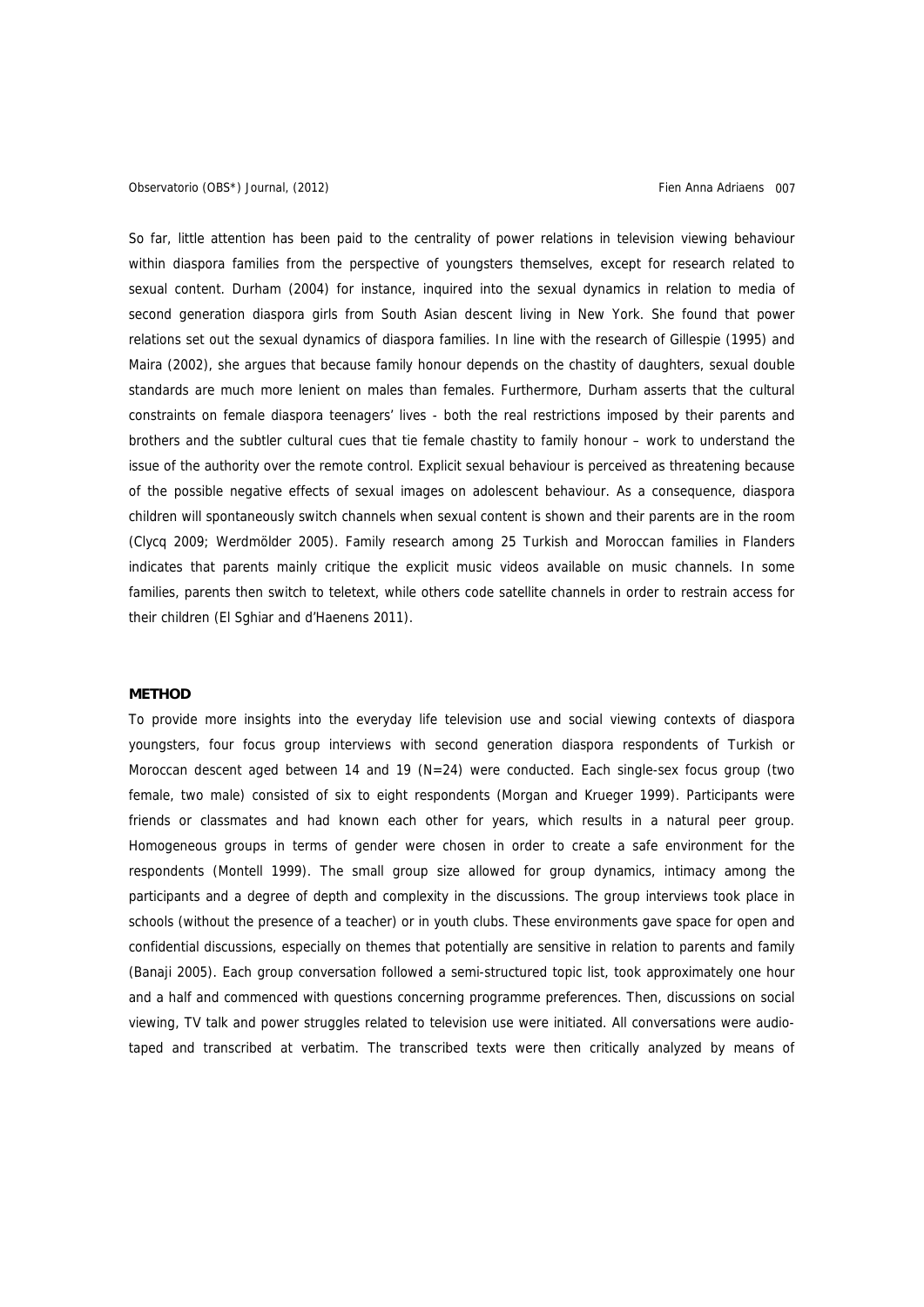So far, little attention has been paid to the centrality of power relations in television viewing behaviour within diaspora families from the perspective of youngsters themselves, except for research related to sexual content. Durham (2004) for instance, inquired into the sexual dynamics in relation to media of second generation diaspora girls from South Asian descent living in New York. She found that power relations set out the sexual dynamics of diaspora families. In line with the research of Gillespie (1995) and Maira (2002), she argues that because family honour depends on the chastity of daughters, sexual double standards are much more lenient on males than females. Furthermore, Durham asserts that the cultural constraints on female diaspora teenagers' lives - both the real restrictions imposed by their parents and brothers and the subtler cultural cues that tie female chastity to family honour – work to understand the issue of the authority over the remote control. Explicit sexual behaviour is perceived as threatening because of the possible negative effects of sexual images on adolescent behaviour. As a consequence, diaspora children will spontaneously switch channels when sexual content is shown and their parents are in the room (Clycq 2009; Werdmölder 2005). Family research among 25 Turkish and Moroccan families in Flanders indicates that parents mainly critique the explicit music videos available on music channels. In some families, parents then switch to teletext, while others code satellite channels in order to restrain access for their children (El Sghiar and d'Haenens 2011).

## METHOD

To provide more insights into the everyday life television use and social viewing contexts of diaspora youngsters, four focus group interviews with second generation diaspora respondents of Turkish or Moroccan descent aged between 14 and 19 (N=24) were conducted. Each single-sex focus group (two female, two male) consisted of six to eight respondents (Morgan and Krueger 1999). Participants were friends or classmates and had known each other for years, which results in a natural peer group. Homogeneous groups in terms of gender were chosen in order to create a safe environment for the respondents (Montell 1999). The small group size allowed for group dynamics, intimacy among the participants and a degree of depth and complexity in the discussions. The group interviews took place in schools (without the presence of a teacher) or in youth clubs. These environments gave space for open and confidential discussions, especially on themes that potentially are sensitive in relation to parents and family (Banaji 2005). Each group conversation followed a semi-structured topic list, took approximately one hour and a half and commenced with questions concerning programme preferences. Then, discussions on social viewing, TV talk and power struggles related to television use were initiated. All conversations were audio-taped and transcribed at verbatim. The transcribed texts were then critically analyzed by means of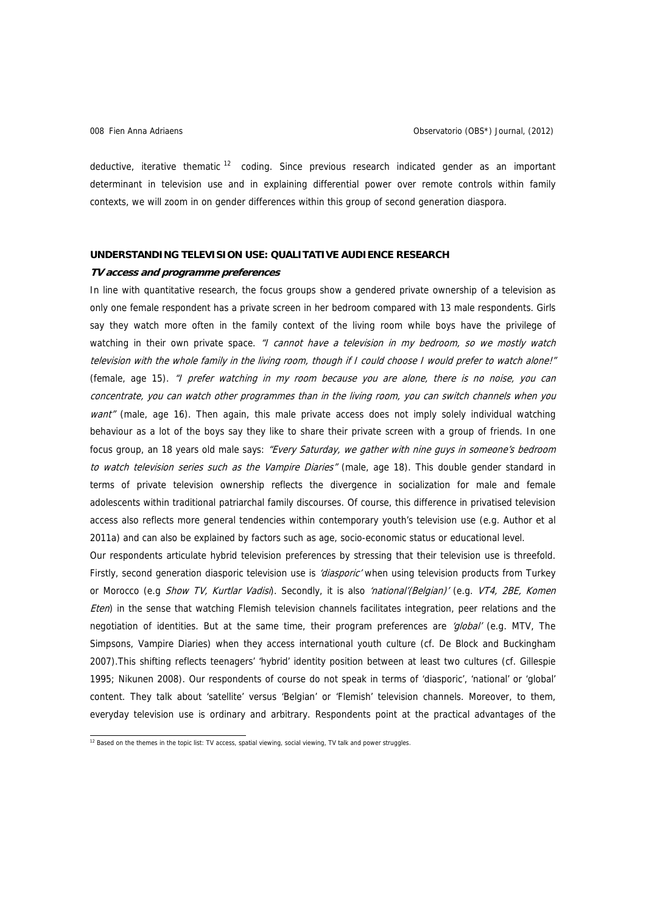deductive, iterative thematic [12] coding. Since previous research indicated gender as an important determinant in television use and in explaining differential power over remote controls within family contexts, we will zoom in on gender differences within this group of second generation diaspora.

## UNDERSTANDING TELEVISION USE: QUALITATIVE AUDIENCE RESEARCH

### *TV access and programme preferences*

In line with quantitative research, the focus groups show a gendered private ownership of a television as only one female respondent has a private screen in her bedroom compared with 13 male respondents. Girls say they watch more often in the family context of the living room while boys have the privilege of watching in their own private space. *"I cannot have a television in my bedroom, so we mostly watch television with the whole family in the living room, though if I could choose I would prefer to watch alone!"* (female, age 15). *"I prefer watching in my room because you are alone, there is no noise, you can concentrate, you can watch other programmes than in the living room, you can switch channels when you want"* (male, age 16). Then again, this male private access does not imply solely individual watching behaviour as a lot of the boys say they like to share their private screen with a group of friends. In one focus group, an 18 years old male says: *"Every Saturday, we gather with nine guys in someone's bedroom to watch television series such as the Vampire Diaries"* (male, age 18). This double gender standard in terms of private television ownership reflects the divergence in socialization for male and female adolescents within traditional patriarchal family discourses. Of course, this difference in privatised television access also reflects more general tendencies within contemporary youth's television use (e.g. Author et al 2011a) and can also be explained by factors such as age, socio-economic status or educational level.

Our respondents articulate hybrid television preferences by stressing that their television use is threefold. Firstly, second generation diasporic television use is *'diasporic'* when using television products from Turkey or Morocco (e.g *Show TV, Kurtlar Vadisi*). Secondly, it is also *'national'(Belgian)'* (e.g. *VT4, 2BE, Komen Eten*) in the sense that watching Flemish television channels facilitates integration, peer relations and the negotiation of identities. But at the same time, their program preferences are *'global'* (e.g. MTV, The Simpsons, Vampire Diaries) when they access international youth culture (cf. De Block and Buckingham 2007).This shifting reflects teenagers' 'hybrid' identity position between at least two cultures (cf. Gillespie 1995; Nikunen 2008). Our respondents of course do not speak in terms of 'diasporic', 'national' or 'global' content. They talk about 'satellite' versus 'Belgian' or 'Flemish' television channels. Moreover, to them, everyday television use is ordinary and arbitrary. Respondents point at the practical advantages of the

[12] Based on the themes in the topic list: TV access, spatial viewing, social viewing, TV talk and power struggles.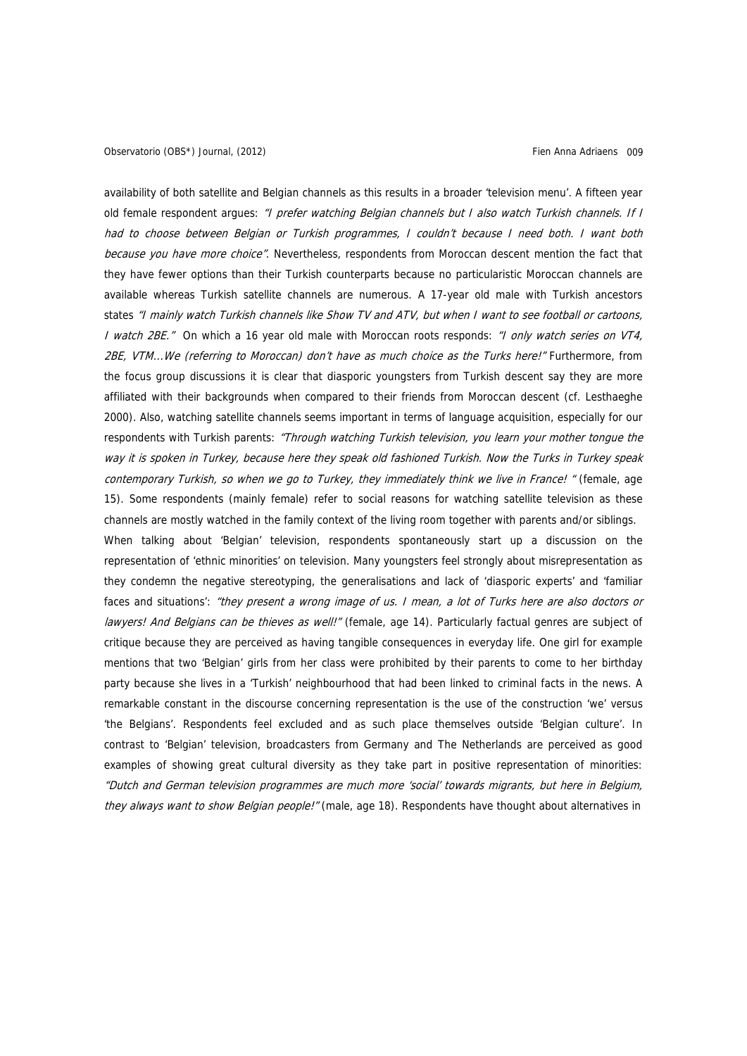availability of both satellite and Belgian channels as this results in a broader 'television menu'. A fifteen year old female respondent argues: *"I prefer watching Belgian channels but I also watch Turkish channels. If I had to choose between Belgian or Turkish programmes, I couldn't because I need both. I want both because you have more choice"*. Nevertheless, respondents from Moroccan descent mention the fact that they have fewer options than their Turkish counterparts because no particularistic Moroccan channels are available whereas Turkish satellite channels are numerous. A 17-year old male with Turkish ancestors states *"I mainly watch Turkish channels like Show TV and ATV, but when I want to see football or cartoons, I watch 2BE."* On which a 16 year old male with Moroccan roots responds: *"I only watch series on VT4, 2BE, VTM...We (referring to Moroccan) don't have as much choice as the Turks here!"* Furthermore, from the focus group discussions it is clear that diasporic youngsters from Turkish descent say they are more affiliated with their backgrounds when compared to their friends from Moroccan descent (cf. Lesthaeghe 2000). Also, watching satellite channels seems important in terms of language acquisition, especially for our respondents with Turkish parents: *"Through watching Turkish television, you learn your mother tongue the way it is spoken in Turkey, because here they speak old fashioned Turkish. Now the Turks in Turkey speak contemporary Turkish, so when we go to Turkey, they immediately think we live in France! "* (female, age 15). Some respondents (mainly female) refer to social reasons for watching satellite television as these channels are mostly watched in the family context of the living room together with parents and/or siblings.

When talking about 'Belgian' television, respondents spontaneously start up a discussion on the representation of 'ethnic minorities' on television. Many youngsters feel strongly about misrepresentation as they condemn the negative stereotyping, the generalisations and lack of 'diasporic experts' and 'familiar faces and situations': *"they present a wrong image of us. I mean, a lot of Turks here are also doctors or lawyers! And Belgians can be thieves as well!"* (female, age 14). Particularly factual genres are subject of critique because they are perceived as having tangible consequences in everyday life. One girl for example mentions that two 'Belgian' girls from her class were prohibited by their parents to come to her birthday party because she lives in a 'Turkish' neighbourhood that had been linked to criminal facts in the news. A remarkable constant in the discourse concerning representation is the use of the construction 'we' versus 'the Belgians'. Respondents feel excluded and as such place themselves outside 'Belgian culture'. In contrast to 'Belgian' television, broadcasters from Germany and The Netherlands are perceived as good examples of showing great cultural diversity as they take part in positive representation of minorities: *"Dutch and German television programmes are much more 'social' towards migrants, but here in Belgium, they always want to show Belgian people!"* (male, age 18). Respondents have thought about alternatives in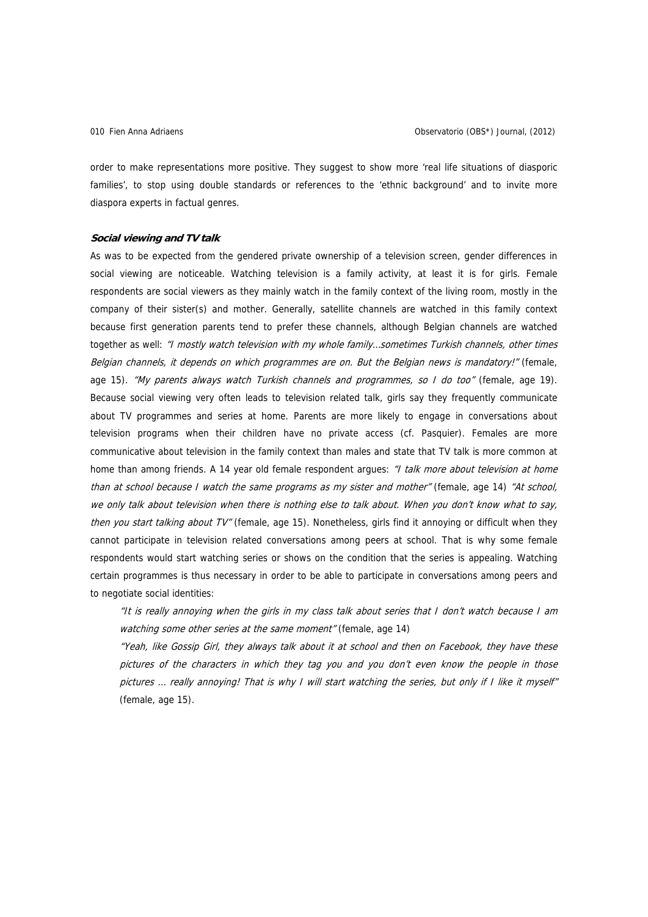order to make representations more positive. They suggest to show more 'real life situations of diasporic families', to stop using double standards or references to the 'ethnic background' and to invite more diaspora experts in factual genres.

### Social viewing and TV talk

As was to be expected from the gendered private ownership of a television screen, gender differences in social viewing are noticeable. Watching television is a family activity, at least it is for girls. Female respondents are social viewers as they mainly watch in the family context of the living room, mostly in the company of their sister(s) and mother. Generally, satellite channels are watched in this family context because first generation parents tend to prefer these channels, although Belgian channels are watched together as well: *"I mostly watch television with my whole family…sometimes Turkish channels, other times Belgian channels, it depends on which programmes are on. But the Belgian news is mandatory!"* (female, age 15). *"My parents always watch Turkish channels and programmes, so I do too"* (female, age 19). Because social viewing very often leads to television related talk, girls say they frequently communicate about TV programmes and series at home. Parents are more likely to engage in conversations about television programs when their children have no private access (cf. Pasquier). Females are more communicative about television in the family context than males and state that TV talk is more common at home than among friends. A 14 year old female respondent argues: *"I talk more about television at home than at school because I watch the same programs as my sister and mother"* (female, age 14) *"At school, we only talk about television when there is nothing else to talk about. When you don't know what to say, then you start talking about TV"* (female, age 15). Nonetheless, girls find it annoying or difficult when they cannot participate in television related conversations among peers at school. That is why some female respondents would start watching series or shows on the condition that the series is appealing. Watching certain programmes is thus necessary in order to be able to participate in conversations among peers and to negotiate social identities:

> *"It is really annoying when the girls in my class talk about series that I don't watch because I am watching some other series at the same moment"* (female, age 14)
>
> *"Yeah, like Gossip Girl, they always talk about it at school and then on Facebook, they have these pictures of the characters in which they tag you and you don't even know the people in those pictures … really annoying! That is why I will start watching the series, but only if I like it myself"* (female, age 15).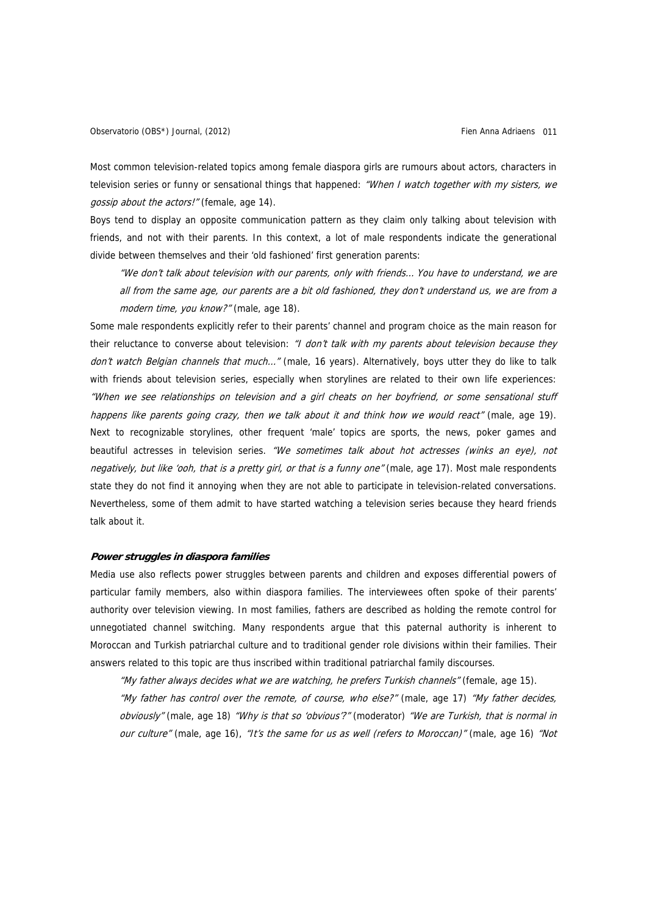Most common television-related topics among female diaspora girls are rumours about actors, characters in television series or funny or sensational things that happened: *"When I watch together with my sisters, we gossip about the actors!"* (female, age 14).

Boys tend to display an opposite communication pattern as they claim only talking about television with friends, and not with their parents. In this context, a lot of male respondents indicate the generational divide between themselves and their 'old fashioned' first generation parents:

> *"We don't talk about television with our parents, only with friends... You have to understand, we are all from the same age, our parents are a bit old fashioned, they don't understand us, we are from a modern time, you know?"* (male, age 18).

Some male respondents explicitly refer to their parents' channel and program choice as the main reason for their reluctance to converse about television: *"I don't talk with my parents about television because they don't watch Belgian channels that much..."* (male, 16 years). Alternatively, boys utter they do like to talk with friends about television series, especially when storylines are related to their own life experiences: *"When we see relationships on television and a girl cheats on her boyfriend, or some sensational stuff happens like parents going crazy, then we talk about it and think how we would react"* (male, age 19). Next to recognizable storylines, other frequent 'male' topics are sports, the news, poker games and beautiful actresses in television series. *"We sometimes talk about hot actresses (winks an eye), not negatively, but like 'ooh, that is a pretty girl, or that is a funny one"* (male, age 17). Most male respondents state they do not find it annoying when they are not able to participate in television-related conversations. Nevertheless, some of them admit to have started watching a television series because they heard friends talk about it.

### Power struggles in diaspora families

Media use also reflects power struggles between parents and children and exposes differential powers of particular family members, also within diaspora families. The interviewees often spoke of their parents' authority over television viewing. In most families, fathers are described as holding the remote control for unnegotiated channel switching. Many respondents argue that this paternal authority is inherent to Moroccan and Turkish patriarchal culture and to traditional gender role divisions within their families. Their answers related to this topic are thus inscribed within traditional patriarchal family discourses.

> *"My father always decides what we are watching, he prefers Turkish channels"* (female, age 15).
> *"My father has control over the remote, of course, who else?"* (male, age 17) *"My father decides, obviously"* (male, age 18) *"Why is that so 'obvious'?"* (moderator) *"We are Turkish, that is normal in our culture"* (male, age 16), *"It's the same for us as well (refers to Moroccan)"* (male, age 16) *"Not*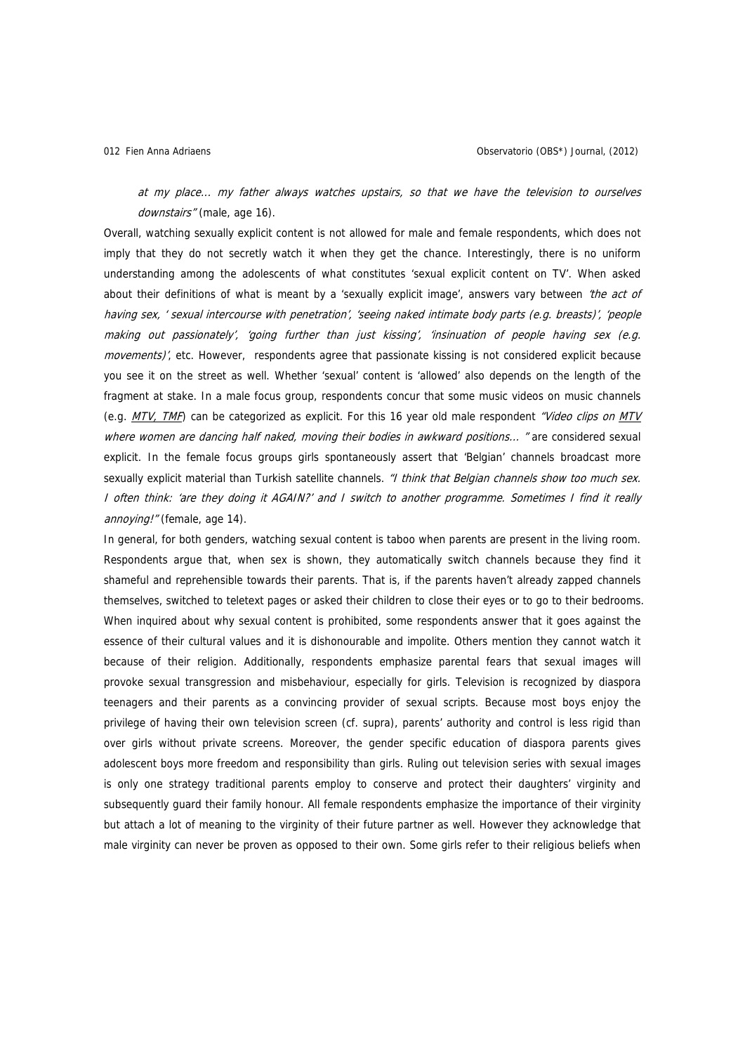*at my place... my father always watches upstairs, so that we have the television to ourselves downstairs"* (male, age 16).

Overall, watching sexually explicit content is not allowed for male and female respondents, which does not imply that they do not secretly watch it when they get the chance. Interestingly, there is no uniform understanding among the adolescents of what constitutes 'sexual explicit content on TV'. When asked about their definitions of what is meant by a 'sexually explicit image', answers vary between *'the act of having sex, ' sexual intercourse with penetration', 'seeing naked intimate body parts (e.g. breasts)', 'people making out passionately', 'going further than just kissing', 'insinuation of people having sex (e.g. movements)'*, etc. However, respondents agree that passionate kissing is not considered explicit because you see it on the street as well. Whether 'sexual' content is 'allowed' also depends on the length of the fragment at stake. In a male focus group, respondents concur that some music videos on music channels (e.g. MTV, TMF) can be categorized as explicit. For this 16 year old male respondent *"Video clips on MTV where women are dancing half naked, moving their bodies in awkward positions... "* are considered sexual explicit. In the female focus groups girls spontaneously assert that 'Belgian' channels broadcast more sexually explicit material than Turkish satellite channels. *"I think that Belgian channels show too much sex. I often think: 'are they doing it AGAIN?' and I switch to another programme. Sometimes I find it really annoying!"* (female, age 14).

In general, for both genders, watching sexual content is taboo when parents are present in the living room. Respondents argue that, when sex is shown, they automatically switch channels because they find it shameful and reprehensible towards their parents. That is, if the parents haven't already zapped channels themselves, switched to teletext pages or asked their children to close their eyes or to go to their bedrooms. When inquired about why sexual content is prohibited, some respondents answer that it goes against the essence of their cultural values and it is dishonourable and impolite. Others mention they cannot watch it because of their religion. Additionally, respondents emphasize parental fears that sexual images will provoke sexual transgression and misbehaviour, especially for girls. Television is recognized by diaspora teenagers and their parents as a convincing provider of sexual scripts. Because most boys enjoy the privilege of having their own television screen (cf. supra), parents' authority and control is less rigid than over girls without private screens. Moreover, the gender specific education of diaspora parents gives adolescent boys more freedom and responsibility than girls. Ruling out television series with sexual images is only one strategy traditional parents employ to conserve and protect their daughters' virginity and subsequently guard their family honour. All female respondents emphasize the importance of their virginity but attach a lot of meaning to the virginity of their future partner as well. However they acknowledge that male virginity can never be proven as opposed to their own. Some girls refer to their religious beliefs when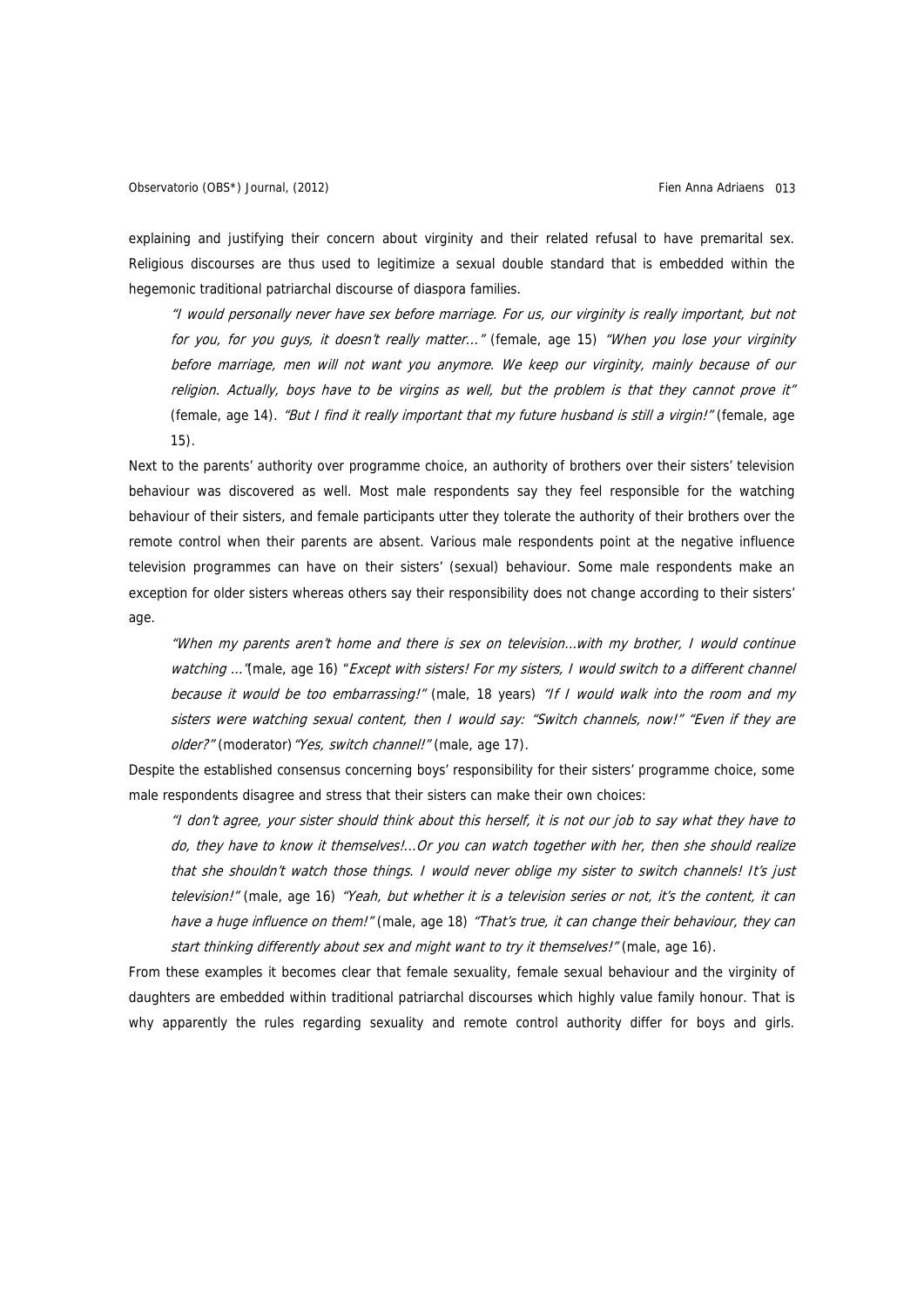explaining and justifying their concern about virginity and their related refusal to have premarital sex. Religious discourses are thus used to legitimize a sexual double standard that is embedded within the hegemonic traditional patriarchal discourse of diaspora families.

> *"I would personally never have sex before marriage. For us, our virginity is really important, but not for you, for you guys, it doesn't really matter..."* (female, age 15) *"When you lose your virginity before marriage, men will not want you anymore. We keep our virginity, mainly because of our religion. Actually, boys have to be virgins as well, but the problem is that they cannot prove it"* (female, age 14). *"But I find it really important that my future husband is still a virgin!"* (female, age 15).

Next to the parents' authority over programme choice, an authority of brothers over their sisters' television behaviour was discovered as well. Most male respondents say they feel responsible for the watching behaviour of their sisters, and female participants utter they tolerate the authority of their brothers over the remote control when their parents are absent. Various male respondents point at the negative influence television programmes can have on their sisters' (sexual) behaviour. Some male respondents make an exception for older sisters whereas others say their responsibility does not change according to their sisters' age.

> *"When my parents aren't home and there is sex on television...with my brother, I would continue watching ..."*(male, age 16) *"Except with sisters! For my sisters, I would switch to a different channel because it would be too embarrassing!"* (male, 18 years) *"If I would walk into the room and my sisters were watching sexual content, then I would say: "Switch channels, now!" "Even if they are older?"* (moderator) *"Yes, switch channel!"* (male, age 17).

Despite the established consensus concerning boys' responsibility for their sisters' programme choice, some male respondents disagree and stress that their sisters can make their own choices:

> *"I don't agree, your sister should think about this herself, it is not our job to say what they have to do, they have to know it themselves!...Or you can watch together with her, then she should realize that she shouldn't watch those things. I would never oblige my sister to switch channels! It's just television!"* (male, age 16) *"Yeah, but whether it is a television series or not, it's the content, it can have a huge influence on them!"* (male, age 18) *"That's true, it can change their behaviour, they can start thinking differently about sex and might want to try it themselves!"* (male, age 16).

From these examples it becomes clear that female sexuality, female sexual behaviour and the virginity of daughters are embedded within traditional patriarchal discourses which highly value family honour. That is why apparently the rules regarding sexuality and remote control authority differ for boys and girls.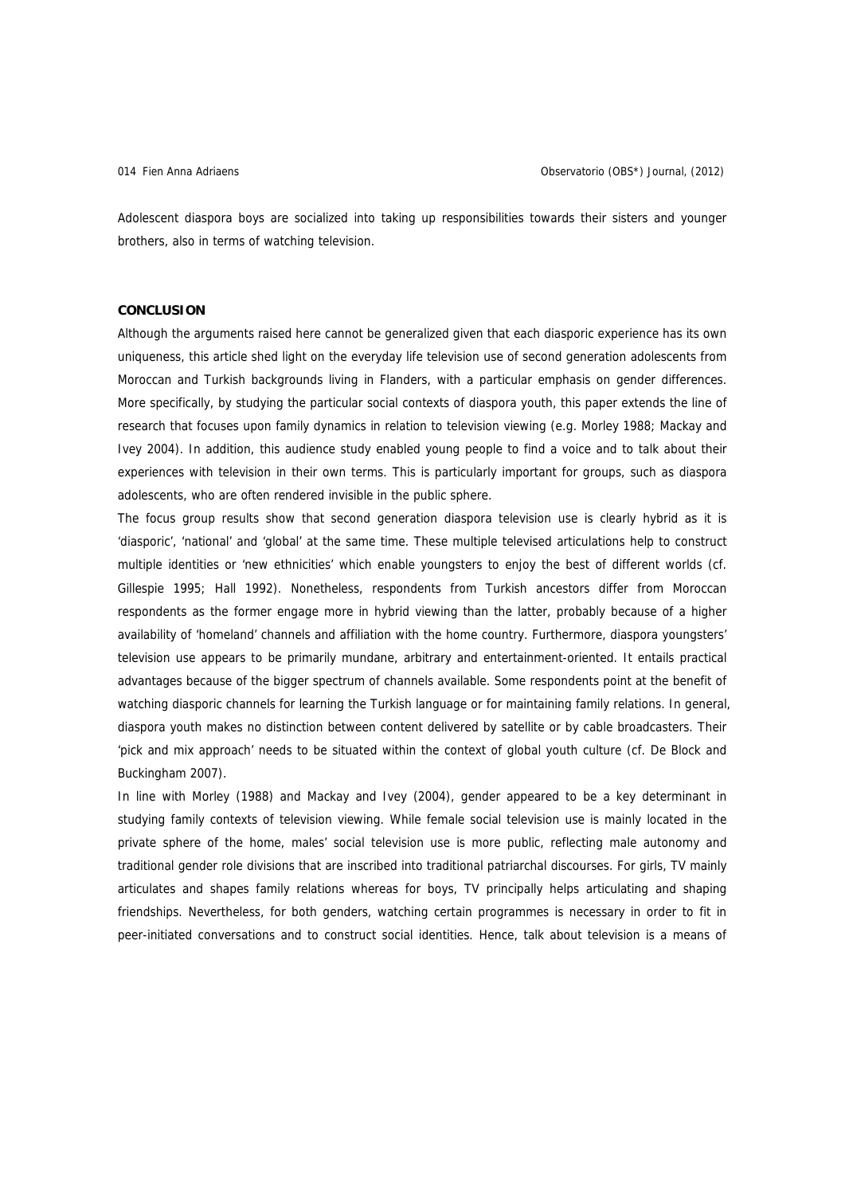Adolescent diaspora boys are socialized into taking up responsibilities towards their sisters and younger brothers, also in terms of watching television.

## CONCLUSION

Although the arguments raised here cannot be generalized given that each diasporic experience has its own uniqueness, this article shed light on the everyday life television use of second generation adolescents from Moroccan and Turkish backgrounds living in Flanders, with a particular emphasis on gender differences. More specifically, by studying the particular social contexts of diaspora youth, this paper extends the line of research that focuses upon family dynamics in relation to television viewing (e.g. Morley 1988; Mackay and Ivey 2004). In addition, this audience study enabled young people to find a voice and to talk about their experiences with television in their own terms. This is particularly important for groups, such as diaspora adolescents, who are often rendered invisible in the public sphere.

The focus group results show that second generation diaspora television use is clearly hybrid as it is 'diasporic', 'national' and 'global' at the same time. These multiple televised articulations help to construct multiple identities or 'new ethnicities' which enable youngsters to enjoy the best of different worlds (cf. Gillespie 1995; Hall 1992). Nonetheless, respondents from Turkish ancestors differ from Moroccan respondents as the former engage more in hybrid viewing than the latter, probably because of a higher availability of 'homeland' channels and affiliation with the home country. Furthermore, diaspora youngsters' television use appears to be primarily mundane, arbitrary and entertainment-oriented. It entails practical advantages because of the bigger spectrum of channels available. Some respondents point at the benefit of watching diasporic channels for learning the Turkish language or for maintaining family relations. In general, diaspora youth makes no distinction between content delivered by satellite or by cable broadcasters. Their 'pick and mix approach' needs to be situated within the context of global youth culture (cf. De Block and Buckingham 2007).

In line with Morley (1988) and Mackay and Ivey (2004), gender appeared to be a key determinant in studying family contexts of television viewing. While female social television use is mainly located in the private sphere of the home, males' social television use is more public, reflecting male autonomy and traditional gender role divisions that are inscribed into traditional patriarchal discourses. For girls, TV mainly articulates and shapes family relations whereas for boys, TV principally helps articulating and shaping friendships. Nevertheless, for both genders, watching certain programmes is necessary in order to fit in peer-initiated conversations and to construct social identities. Hence, talk about television is a means of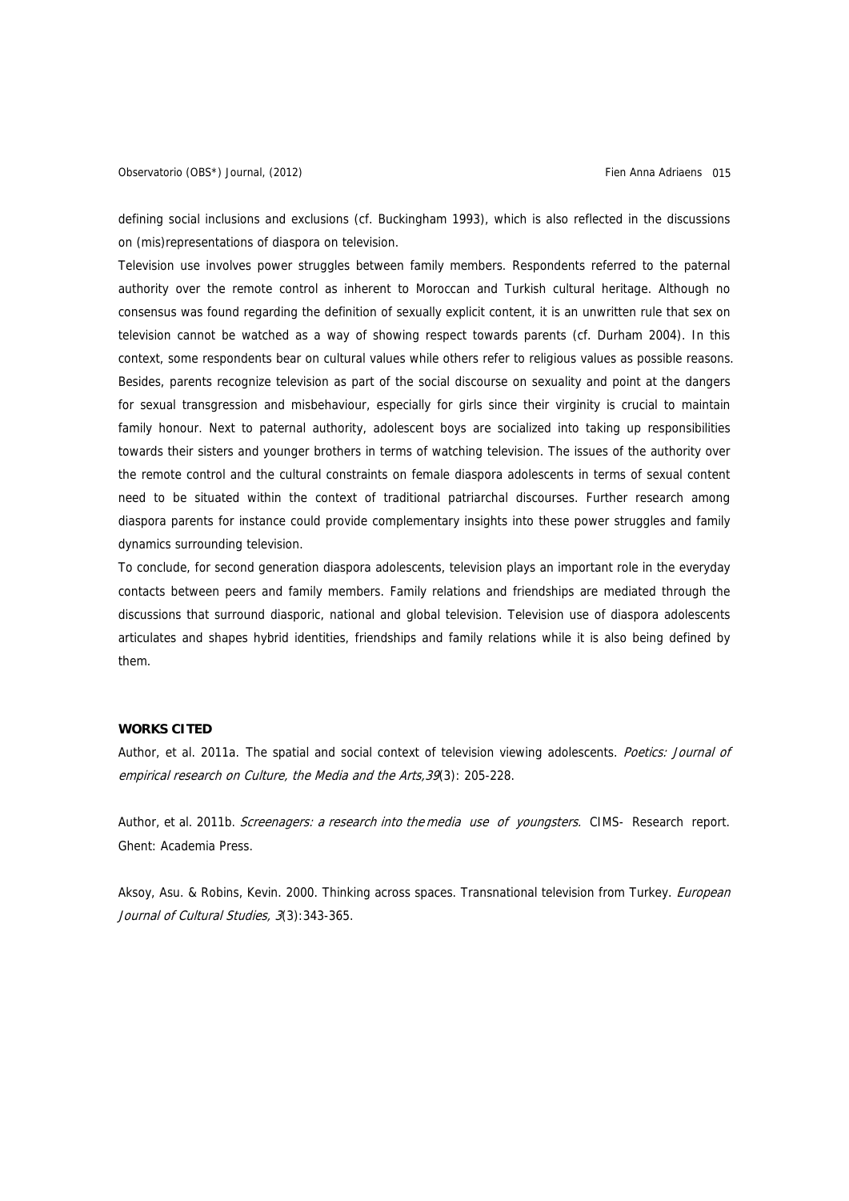defining social inclusions and exclusions (cf. Buckingham 1993), which is also reflected in the discussions on (mis)representations of diaspora on television.

Television use involves power struggles between family members. Respondents referred to the paternal authority over the remote control as inherent to Moroccan and Turkish cultural heritage. Although no consensus was found regarding the definition of sexually explicit content, it is an unwritten rule that sex on television cannot be watched as a way of showing respect towards parents (cf. Durham 2004). In this context, some respondents bear on cultural values while others refer to religious values as possible reasons. Besides, parents recognize television as part of the social discourse on sexuality and point at the dangers for sexual transgression and misbehaviour, especially for girls since their virginity is crucial to maintain family honour. Next to paternal authority, adolescent boys are socialized into taking up responsibilities towards their sisters and younger brothers in terms of watching television. The issues of the authority over the remote control and the cultural constraints on female diaspora adolescents in terms of sexual content need to be situated within the context of traditional patriarchal discourses. Further research among diaspora parents for instance could provide complementary insights into these power struggles and family dynamics surrounding television.

To conclude, for second generation diaspora adolescents, television plays an important role in the everyday contacts between peers and family members. Family relations and friendships are mediated through the discussions that surround diasporic, national and global television. Television use of diaspora adolescents articulates and shapes hybrid identities, friendships and family relations while it is also being defined by them.

**WORKS CITED**

Author, et al. 2011a. The spatial and social context of television viewing adolescents. *Poetics: Journal of empirical research on Culture, the Media and the Arts,39*(3): 205-228.

Author, et al. 2011b. *Screenagers: a research into the media use of youngsters*. CIMS- Research report. Ghent: Academia Press.

Aksoy, Asu. & Robins, Kevin. 2000. Thinking across spaces. Transnational television from Turkey. *European Journal of Cultural Studies, 3*(3):343-365.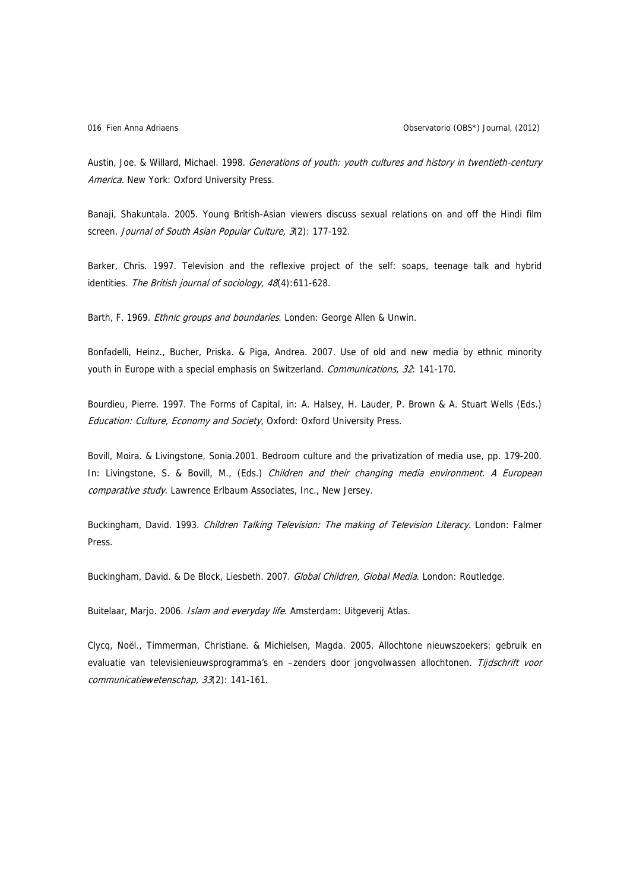Austin, Joe. & Willard, Michael. 1998. *Generations of youth: youth cultures and history in twentieth-century America.* New York: Oxford University Press.

Banaji, Shakuntala. 2005. Young British-Asian viewers discuss sexual relations on and off the Hindi film screen. *Journal of South Asian Popular Culture, 3*(2): 177-192.

Barker, Chris. 1997. Television and the reflexive project of the self: soaps, teenage talk and hybrid identities. *The British journal of sociology, 48*(4):611-628.

Barth, F. 1969. *Ethnic groups and boundaries*. Londen: George Allen & Unwin.

Bonfadelli, Heinz., Bucher, Priska. & Piga, Andrea. 2007. Use of old and new media by ethnic minority youth in Europe with a special emphasis on Switzerland. *Communications, 32*: 141-170.

Bourdieu, Pierre. 1997. The Forms of Capital, in: A. Halsey, H. Lauder, P. Brown & A. Stuart Wells (Eds.) *Education: Culture, Economy and Society*, Oxford: Oxford University Press.

Bovill, Moira. & Livingstone, Sonia.2001. Bedroom culture and the privatization of media use, pp. 179-200. In: Livingstone, S. & Bovill, M., (Eds.) *Children and their changing media environment. A European comparative study.* Lawrence Erlbaum Associates, Inc., New Jersey.

Buckingham, David. 1993. *Children Talking Television: The making of Television Literacy*. London: Falmer Press.

Buckingham, David. & De Block, Liesbeth. 2007. *Global Children, Global Media*. London: Routledge.

Buitelaar, Marjo. 2006. *Islam and everyday life*. Amsterdam: Uitgeverij Atlas.

Clycq, Noël., Timmerman, Christiane. & Michielsen, Magda. 2005. Allochtone nieuwszoekers: gebruik en evaluatie van televisienieuwsprogramma's en –zenders door jongvolwassen allochtonen. *Tijdschrift voor communicatiewetenschap, 33*(2): 141-161.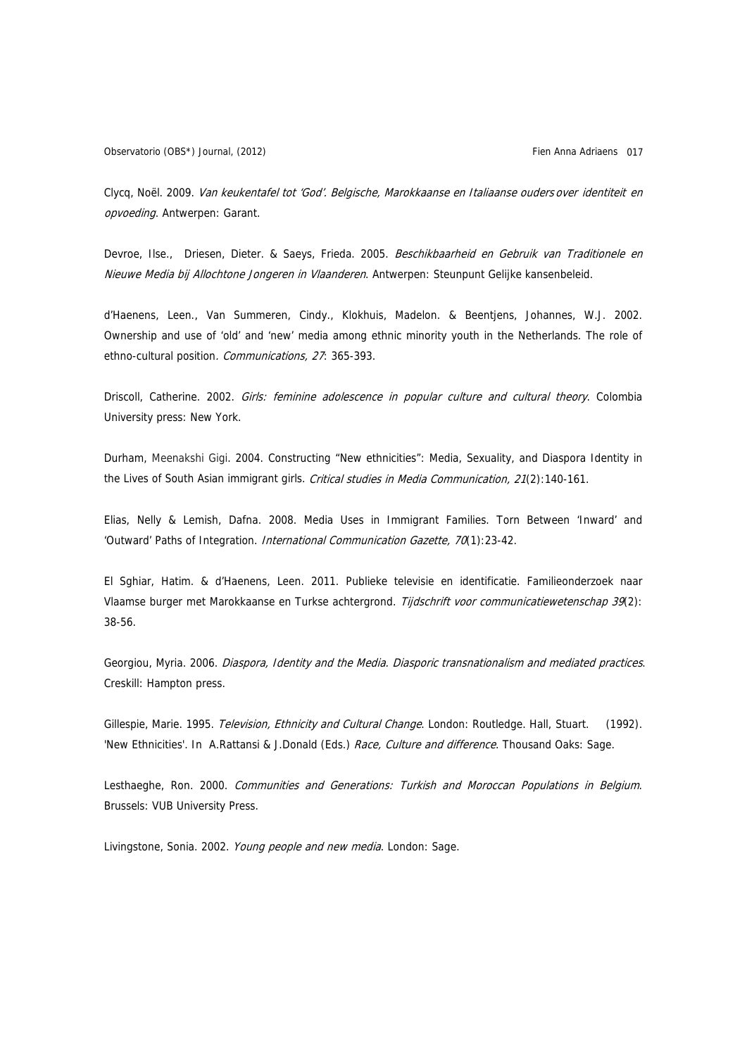Clycq, Noël. 2009. *Van keukentafel tot 'God'. Belgische, Marokkaanse en Italiaanse ouders over identiteit en opvoeding*. Antwerpen: Garant.

Devroe, Ilse., Driesen, Dieter. & Saeys, Frieda. 2005. *Beschikbaarheid en Gebruik van Traditionele en Nieuwe Media bij Allochtone Jongeren in Vlaanderen*. Antwerpen: Steunpunt Gelijke kansenbeleid.

d'Haenens, Leen., Van Summeren, Cindy., Klokhuis, Madelon. & Beentjens, Johannes, W.J. 2002. Ownership and use of 'old' and 'new' media among ethnic minority youth in the Netherlands. The role of ethno-cultural position. *Communications, 27*: 365-393.

Driscoll, Catherine. 2002. *Girls: feminine adolescence in popular culture and cultural theory*. Colombia University press: New York.

Durham, Meenakshi Gigi. 2004. Constructing "New ethnicities": Media, Sexuality, and Diaspora Identity in the Lives of South Asian immigrant girls. *Critical studies in Media Communication, 21*(2):140-161.

Elias, Nelly & Lemish, Dafna. 2008. Media Uses in Immigrant Families. Torn Between 'Inward' and 'Outward' Paths of Integration. *International Communication Gazette, 70*(1):23-42.

El Sghiar, Hatim. & d'Haenens, Leen. 2011. Publieke televisie en identificatie. Familieonderzoek naar Vlaamse burger met Marokkaanse en Turkse achtergrond. *Tijdschrift voor communicatiewetenschap 39*(2): 38-56.

Georgiou, Myria. 2006. *Diaspora, Identity and the Media. Diasporic transnationalism and mediated practices*. Creskill: Hampton press.

Gillespie, Marie. 1995. *Television, Ethnicity and Cultural Change*. London: Routledge. Hall, Stuart. (1992). 'New Ethnicities'. In A.Rattansi & J.Donald (Eds.) *Race, Culture and difference*. Thousand Oaks: Sage.

Lesthaeghe, Ron. 2000. *Communities and Generations: Turkish and Moroccan Populations in Belgium*. Brussels: VUB University Press.

Livingstone, Sonia. 2002. *Young people and new media*. London: Sage.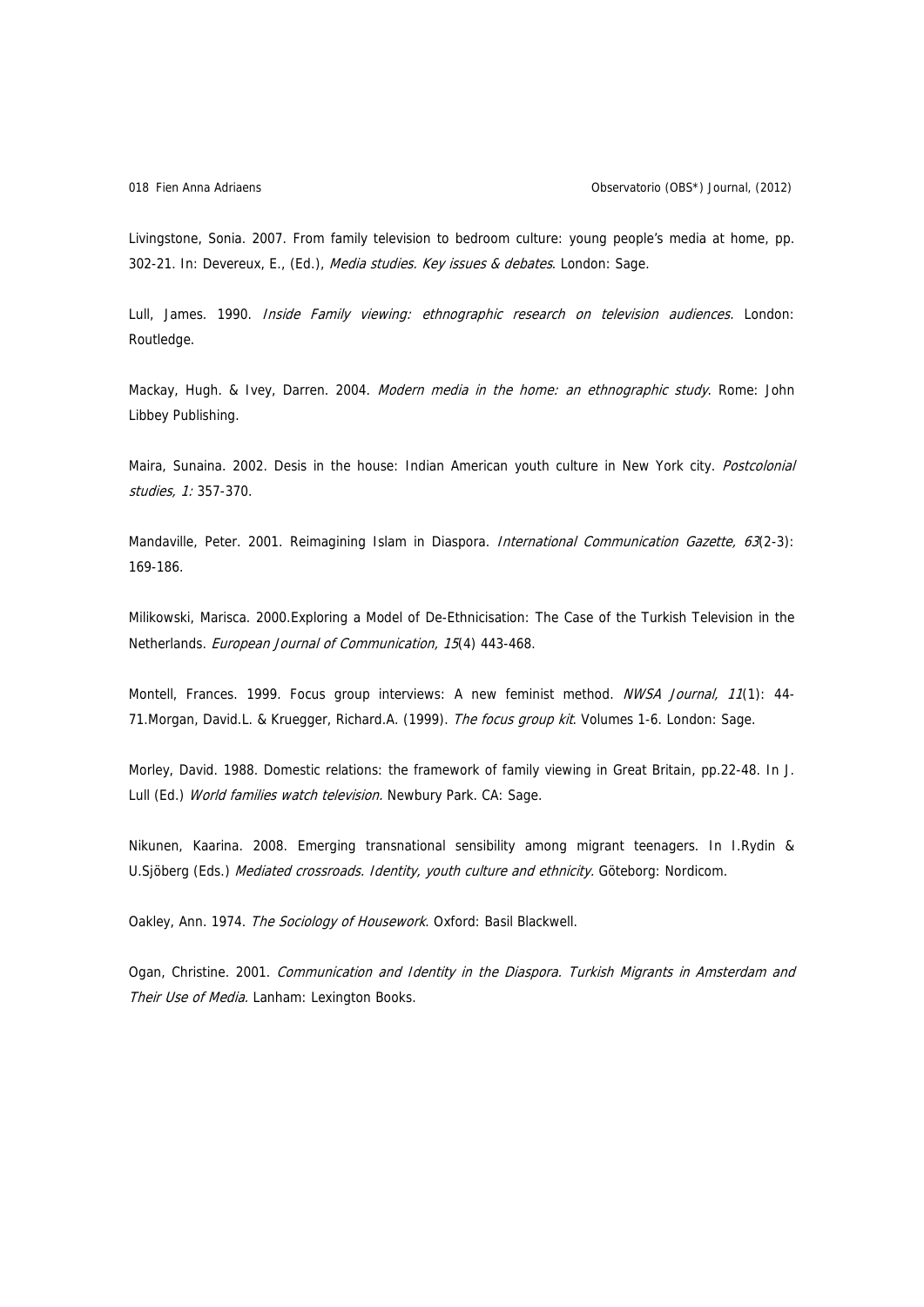Livingstone, Sonia. 2007. From family television to bedroom culture: young people's media at home, pp. 302-21. In: Devereux, E., (Ed.), *Media studies. Key issues & debates*. London: Sage.

Lull, James. 1990. *Inside Family viewing: ethnographic research on television audiences.* London: Routledge.

Mackay, Hugh. & Ivey, Darren. 2004. *Modern media in the home: an ethnographic study*. Rome: John Libbey Publishing.

Maira, Sunaina. 2002. Desis in the house: Indian American youth culture in New York city. *Postcolonial studies, 1:* 357-370.

Mandaville, Peter. 2001. Reimagining Islam in Diaspora. *International Communication Gazette, 63*(2-3): 169-186.

Milikowski, Marisca. 2000.Exploring a Model of De-Ethnicisation: The Case of the Turkish Television in the Netherlands. *European Journal of Communication, 15*(4) 443-468.

Montell, Frances. 1999. Focus group interviews: A new feminist method. *NWSA Journal, 11*(1): 44-71.Morgan, David.L. & Kruegger, Richard.A. (1999). *The focus group kit*. Volumes 1-6. London: Sage.

Morley, David. 1988. Domestic relations: the framework of family viewing in Great Britain, pp.22-48. In J. Lull (Ed.) *World families watch television.* Newbury Park. CA: Sage.

Nikunen, Kaarina. 2008. Emerging transnational sensibility among migrant teenagers. In I.Rydin & U.Sjöberg (Eds.) *Mediated crossroads. Identity, youth culture and ethnicity.* Göteborg: Nordicom.

Oakley, Ann. 1974. *The Sociology of Housework*. Oxford: Basil Blackwell.

Ogan, Christine. 2001. *Communication and Identity in the Diaspora. Turkish Migrants in Amsterdam and Their Use of Media*. Lanham: Lexington Books.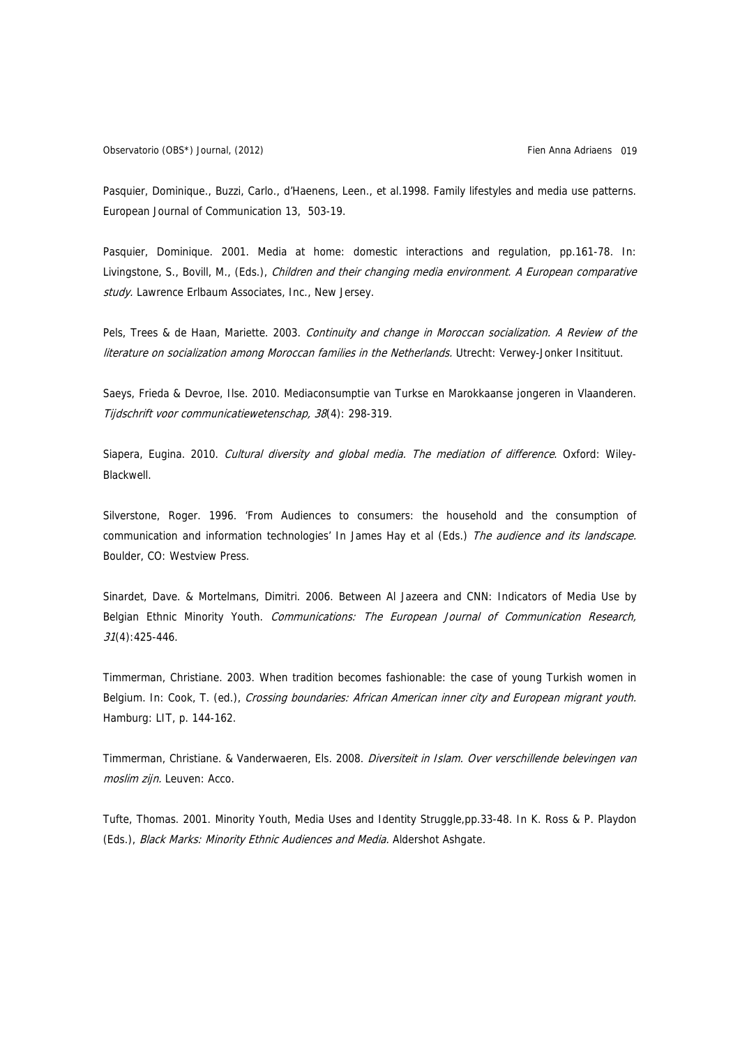Pasquier, Dominique., Buzzi, Carlo., d'Haenens, Leen., et al.1998. Family lifestyles and media use patterns. European Journal of Communication 13, 503-19.

Pasquier, Dominique. 2001. Media at home: domestic interactions and regulation, pp.161-78. In: Livingstone, S., Bovill, M., (Eds.), *Children and their changing media environment. A European comparative study.* Lawrence Erlbaum Associates, Inc., New Jersey.

Pels, Trees & de Haan, Mariette. 2003. *Continuity and change in Moroccan socialization. A Review of the literature on socialization among Moroccan families in the Netherlands.* Utrecht: Verwey-Jonker Insitituut.

Saeys, Frieda & Devroe, Ilse. 2010. Mediaconsumptie van Turkse en Marokkaanse jongeren in Vlaanderen. *Tijdschrift voor communicatiewetenschap, 38*(4): 298-319.

Siapera, Eugina. 2010. *Cultural diversity and global media. The mediation of difference*. Oxford: Wiley-Blackwell.

Silverstone, Roger. 1996. 'From Audiences to consumers: the household and the consumption of communication and information technologies' In James Hay et al (Eds.) *The audience and its landscape*. Boulder, CO: Westview Press.

Sinardet, Dave. & Mortelmans, Dimitri. 2006. Between Al Jazeera and CNN: Indicators of Media Use by Belgian Ethnic Minority Youth. *Communications: The European Journal of Communication Research, 31*(4):425-446.

Timmerman, Christiane. 2003. When tradition becomes fashionable: the case of young Turkish women in Belgium. In: Cook, T. (ed.), *Crossing boundaries: African American inner city and European migrant youth.* Hamburg: LIT, p. 144-162.

Timmerman, Christiane. & Vanderwaeren, Els. 2008. *Diversiteit in Islam. Over verschillende belevingen van moslim zijn.* Leuven: Acco.

Tufte, Thomas. 2001. Minority Youth, Media Uses and Identity Struggle,pp.33-48. In K. Ross & P. Playdon (Eds.), *Black Marks: Minority Ethnic Audiences and Media.* Aldershot Ashgate.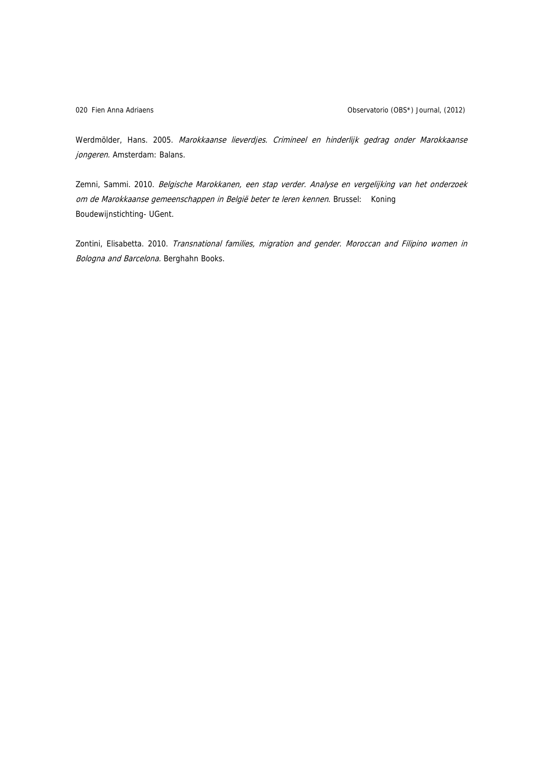Werdmölder, Hans. 2005. *Marokkaanse lieverdjes. Crimineel en hinderlijk gedrag onder Marokkaanse jongeren.* Amsterdam: Balans.

Zemni, Sammi. 2010. *Belgische Marokkanen, een stap verder. Analyse en vergelijking van het onderzoek om de Marokkaanse gemeenschappen in België beter te leren kennen*. Brussel: Koning Boudewijnstichting- UGent.

Zontini, Elisabetta. 2010. *Transnational families, migration and gender. Moroccan and Filipino women in Bologna and Barcelona.* Berghahn Books.